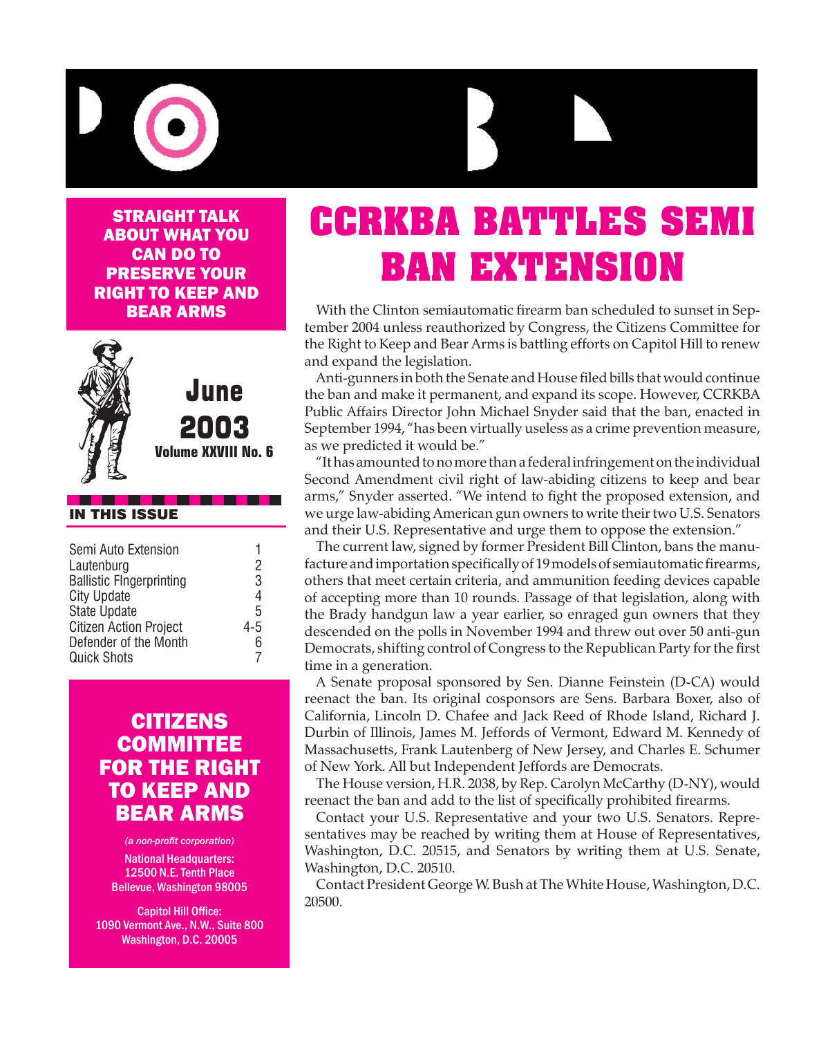**STRAIGHT TALK ABOUT WHAT YOU CAN DO TO PRESERVE YOUR RIGHT TO KEEP AND BEAR ARMS**

**June 2003**
**Volume XXVIII No. 6**

**IN THIS ISSUE**

| | |
|---|---|
| Semi Auto Extension | 1 |
| Lautenburg | 2 |
| Ballistic FIngerprinting | 3 |
| City Update | 4 |
| State Update | 5 |
| Citizen Action Project | 4-5 |
| Defender of the Month | 6 |
| Quick Shots | 7 |

**CITIZENS COMMITTEE FOR THE RIGHT TO KEEP AND BEAR ARMS**

*(a non-profit corporation)*

National Headquarters:
12500 N.E. Tenth Place
Bellevue, Washington 98005

Capitol Hill Office:
1090 Vermont Ave., N.W., Suite 800
Washington, D.C. 20005

# CCRKBA BATTLES SEMI BAN EXTENSION

With the Clinton semiautomatic firearm ban scheduled to sunset in September 2004 unless reauthorized by Congress, the Citizens Committee for the Right to Keep and Bear Arms is battling efforts on Capitol Hill to renew and expand the legislation.

Anti-gunners in both the Senate and House filed bills that would continue the ban and make it permanent, and expand its scope. However, CCRKBA Public Affairs Director John Michael Snyder said that the ban, enacted in September 1994, "has been virtually useless as a crime prevention measure, as we predicted it would be."

"It has amounted to no more than a federal infringement on the individual Second Amendment civil right of law-abiding citizens to keep and bear arms," Snyder asserted. "We intend to fight the proposed extension, and we urge law-abiding American gun owners to write their two U.S. Senators and their U.S. Representative and urge them to oppose the extension."

The current law, signed by former President Bill Clinton, bans the manufacture and importation specifically of 19 models of semiautomatic firearms, others that meet certain criteria, and ammunition feeding devices capable of accepting more than 10 rounds. Passage of that legislation, along with the Brady handgun law a year earlier, so enraged gun owners that they descended on the polls in November 1994 and threw out over 50 anti-gun Democrats, shifting control of Congress to the Republican Party for the first time in a generation.

A Senate proposal sponsored by Sen. Dianne Feinstein (D-CA) would reenact the ban. Its original cosponsors are Sens. Barbara Boxer, also of California, Lincoln D. Chafee and Jack Reed of Rhode Island, Richard J. Durbin of Illinois, James M. Jeffords of Vermont, Edward M. Kennedy of Massachusetts, Frank Lautenberg of New Jersey, and Charles E. Schumer of New York. All but Independent Jeffords are Democrats.

The House version, H.R. 2038, by Rep. Carolyn McCarthy (D-NY), would reenact the ban and add to the list of specifically prohibited firearms.

Contact your U.S. Representative and your two U.S. Senators. Representatives may be reached by writing them at House of Representatives, Washington, D.C. 20515, and Senators by writing them at U.S. Senate, Washington, D.C. 20510.

Contact President George W. Bush at The White House, Washington, D.C. 20500.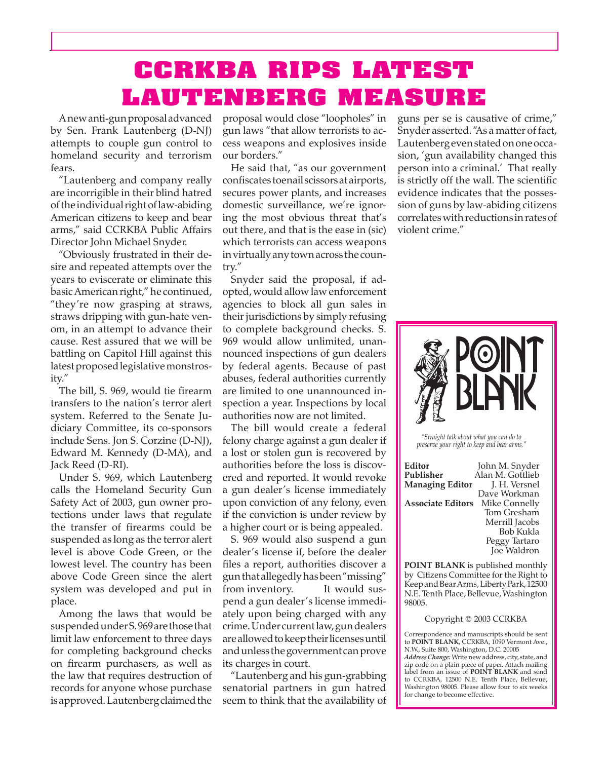# CCRKBA RIPS LATEST LAUTENBERG MEASURE

A new anti-gun proposal advanced by Sen. Frank Lautenberg (D-NJ) attempts to couple gun control to homeland security and terrorism fears.

"Lautenberg and company really are incorrigible in their blind hatred of the individual right of law-abiding American citizens to keep and bear arms," said CCRKBA Public Affairs Director John Michael Snyder.

"Obviously frustrated in their desire and repeated attempts over the years to eviscerate or eliminate this basic American right," he continued, "they're now grasping at straws, straws dripping with gun-hate venom, in an attempt to advance their cause. Rest assured that we will be battling on Capitol Hill against this latest proposed legislative monstrosity."

The bill, S. 969, would tie firearm transfers to the nation's terror alert system. Referred to the Senate Judiciary Committee, its co-sponsors include Sens. Jon S. Corzine (D-NJ), Edward M. Kennedy (D-MA), and Jack Reed (D-RI).

Under S. 969, which Lautenberg calls the Homeland Security Gun Safety Act of 2003, gun owner protections under laws that regulate the transfer of firearms could be suspended as long as the terror alert level is above Code Green, or the lowest level. The country has been above Code Green since the alert system was developed and put in place.

Among the laws that would be suspended under S. 969 are those that limit law enforcement to three days for completing background checks on firearm purchasers, as well as the law that requires destruction of records for anyone whose purchase is approved. Lautenberg claimed the proposal would close "loopholes" in gun laws "that allow terrorists to access weapons and explosives inside our borders."

He said that, "as our government confiscates toenail scissors at airports, secures power plants, and increases domestic surveillance, we're ignoring the most obvious threat that's out there, and that is the ease in (sic) which terrorists can access weapons in virtually any town across the country."

Snyder said the proposal, if adopted, would allow law enforcement agencies to block all gun sales in their jurisdictions by simply refusing to complete background checks. S. 969 would allow unlimited, unannounced inspections of gun dealers by federal agents. Because of past abuses, federal authorities currently are limited to one unannounced inspection a year. Inspections by local authorities now are not limited.

The bill would create a federal felony charge against a gun dealer if a lost or stolen gun is recovered by authorities before the loss is discovered and reported. It would revoke a gun dealer's license immediately upon conviction of any felony, even if the conviction is under review by a higher court or is being appealed.

S. 969 would also suspend a gun dealer's license if, before the dealer files a report, authorities discover a gun that allegedly has been "missing" from inventory. It would suspend a gun dealer's license immediately upon being charged with any crime. Under current law, gun dealers are allowed to keep their licenses until and unless the government can prove its charges in court.

"Lautenberg and his gun-grabbing senatorial partners in gun hatred seem to think that the availability of guns per se is causative of crime," Snyder asserted. "As a matter of fact, Lautenberg even stated on one occasion, 'gun availability changed this person into a criminal.' That really is strictly off the wall. The scientific evidence indicates that the possession of guns by law-abiding citizens correlates with reductions in rates of violent crime."

---

## POINT BLANK

*"Straight talk about what you can do to preserve your right to keep and bear arms."*

**Editor** John M. Snyder
**Publisher** Alan M. Gottlieb
**Managing Editor** J. H. Versnel
Dave Workman
**Associate Editors** Mike Connelly
Tom Gresham
Merrill Jacobs
Bob Kukla
Peggy Tartaro
Joe Waldron

**POINT BLANK** is published monthly by Citizens Committee for the Right to Keep and Bear Arms, Liberty Park, 12500 N.E. Tenth Place, Bellevue, Washington 98005.

Copyright © 2003 CCRKBA

Correspondence and manuscripts should be sent to **POINT BLANK**, CCRKBA, 1090 Vermont Ave., N.W., Suite 800, Washington, D.C. 20005

***Address Change:*** Write new address, city, state, and zip code on a plain piece of paper. Attach mailing label from an issue of **POINT BLANK** and send to CCRKBA, 12500 N.E. Tenth Place, Bellevue, Washington 98005. Please allow four to six weeks for change to become effective.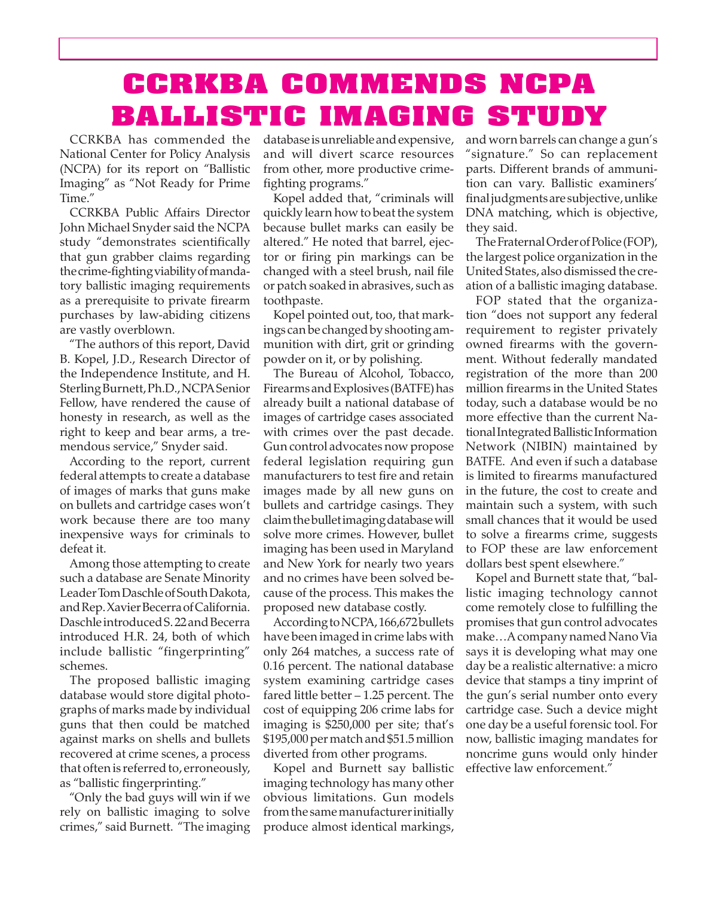# CCRKBA COMMENDS NCPA BALLISTIC IMAGING STUDY

CCRKBA has commended the National Center for Policy Analysis (NCPA) for its report on "Ballistic Imaging" as "Not Ready for Prime Time."

CCRKBA Public Affairs Director John Michael Snyder said the NCPA study "demonstrates scientifically that gun grabber claims regarding the crime-fighting viability of mandatory ballistic imaging requirements as a prerequisite to private firearm purchases by law-abiding citizens are vastly overblown.

"The authors of this report, David B. Kopel, J.D., Research Director of the Independence Institute, and H. Sterling Burnett, Ph.D., NCPA Senior Fellow, have rendered the cause of honesty in research, as well as the right to keep and bear arms, a tremendous service," Snyder said.

According to the report, current federal attempts to create a database of images of marks that guns make on bullets and cartridge cases won't work because there are too many inexpensive ways for criminals to defeat it.

Among those attempting to create such a database are Senate Minority Leader Tom Daschle of South Dakota, and Rep. Xavier Becerra of California. Daschle introduced S. 22 and Becerra introduced H.R. 24, both of which include ballistic "fingerprinting" schemes.

The proposed ballistic imaging database would store digital photographs of marks made by individual guns that then could be matched against marks on shells and bullets recovered at crime scenes, a process that often is referred to, erroneously, as "ballistic fingerprinting."

"Only the bad guys will win if we rely on ballistic imaging to solve crimes," said Burnett. "The imaging database is unreliable and expensive, and will divert scarce resources from other, more productive crime-fighting programs."

Kopel added that, "criminals will quickly learn how to beat the system because bullet marks can easily be altered." He noted that barrel, ejector or firing pin markings can be changed with a steel brush, nail file or patch soaked in abrasives, such as toothpaste.

Kopel pointed out, too, that markings can be changed by shooting ammunition with dirt, grit or grinding powder on it, or by polishing.

The Bureau of Alcohol, Tobacco, Firearms and Explosives (BATFE) has already built a national database of images of cartridge cases associated with crimes over the past decade. Gun control advocates now propose federal legislation requiring gun manufacturers to test fire and retain images made by all new guns on bullets and cartridge casings. They claim the bullet imaging database will solve more crimes. However, bullet imaging has been used in Maryland and New York for nearly two years and no crimes have been solved because of the process. This makes the proposed new database costly.

According to NCPA, 166,672 bullets have been imaged in crime labs with only 264 matches, a success rate of 0.16 percent. The national database system examining cartridge cases fared little better – 1.25 percent. The cost of equipping 206 crime labs for imaging is $250,000 per site; that's $195,000 per match and $51.5 million diverted from other programs.

Kopel and Burnett say ballistic imaging technology has many other obvious limitations. Gun models from the same manufacturer initially produce almost identical markings, and worn barrels can change a gun's "signature." So can replacement parts. Different brands of ammunition can vary. Ballistic examiners' final judgments are subjective, unlike DNA matching, which is objective, they said.

The Fraternal Order of Police (FOP), the largest police organization in the United States, also dismissed the creation of a ballistic imaging database.

FOP stated that the organization "does not support any federal requirement to register privately owned firearms with the government. Without federally mandated registration of the more than 200 million firearms in the United States today, such a database would be no more effective than the current National Integrated Ballistic Information Network (NIBIN) maintained by BATFE. And even if such a database is limited to firearms manufactured in the future, the cost to create and maintain such a system, with such small chances that it would be used to solve a firearms crime, suggests to FOP these are law enforcement dollars best spent elsewhere."

Kopel and Burnett state that, "ballistic imaging technology cannot come remotely close to fulfilling the promises that gun control advocates make…A company named Nano Via says it is developing what may one day be a realistic alternative: a micro device that stamps a tiny imprint of the gun's serial number onto every cartridge case. Such a device might one day be a useful forensic tool. For now, ballistic imaging mandates for noncrime guns would only hinder effective law enforcement."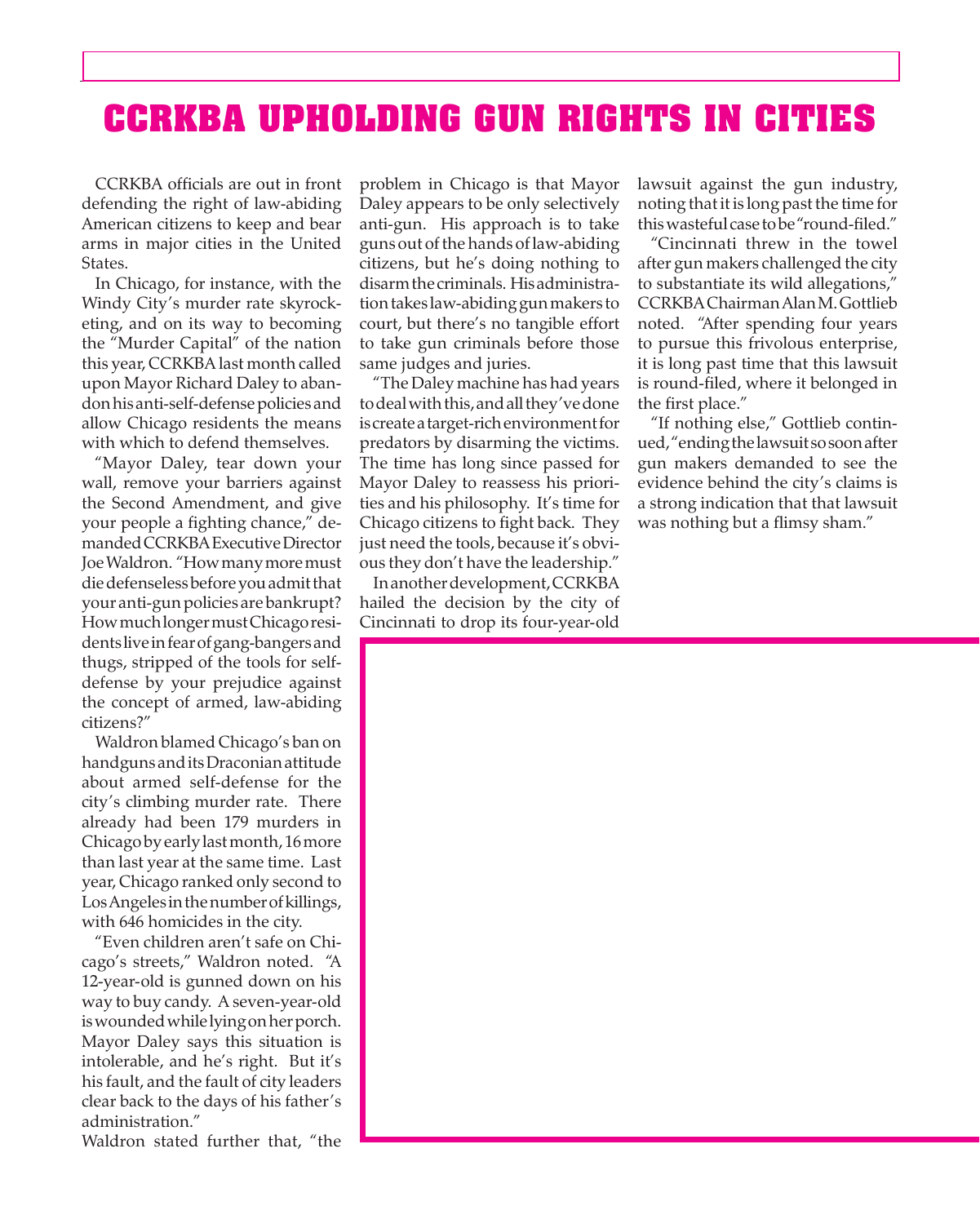# CCRKBA UPHOLDING GUN RIGHTS IN CITIES

CCRKBA officials are out in front defending the right of law-abiding American citizens to keep and bear arms in major cities in the United States.

In Chicago, for instance, with the Windy City's murder rate skyrocketing, and on its way to becoming the "Murder Capital" of the nation this year, CCRKBA last month called upon Mayor Richard Daley to abandon his anti-self-defense policies and allow Chicago residents the means with which to defend themselves.

"Mayor Daley, tear down your wall, remove your barriers against the Second Amendment, and give your people a fighting chance," demanded CCRKBA Executive Director Joe Waldron. "How many more must die defenseless before you admit that your anti-gun policies are bankrupt? How much longer must Chicago residents live in fear of gang-bangers and thugs, stripped of the tools for self-defense by your prejudice against the concept of armed, law-abiding citizens?"

Waldron blamed Chicago's ban on handguns and its Draconian attitude about armed self-defense for the city's climbing murder rate. There already had been 179 murders in Chicago by early last month, 16 more than last year at the same time. Last year, Chicago ranked only second to Los Angeles in the number of killings, with 646 homicides in the city.

"Even children aren't safe on Chicago's streets," Waldron noted. "A 12-year-old is gunned down on his way to buy candy. A seven-year-old is wounded while lying on her porch. Mayor Daley says this situation is intolerable, and he's right. But it's his fault, and the fault of city leaders clear back to the days of his father's administration."

Waldron stated further that, "the problem in Chicago is that Mayor Daley appears to be only selectively anti-gun. His approach is to take guns out of the hands of law-abiding citizens, but he's doing nothing to disarm the criminals. His administration takes law-abiding gun makers to court, but there's no tangible effort to take gun criminals before those same judges and juries.

"The Daley machine has had years to deal with this, and all they've done is create a target-rich environment for predators by disarming the victims. The time has long since passed for Mayor Daley to reassess his priorities and his philosophy. It's time for Chicago citizens to fight back. They just need the tools, because it's obvious they don't have the leadership."

In another development, CCRKBA hailed the decision by the city of Cincinnati to drop its four-year-old lawsuit against the gun industry, noting that it is long past the time for this wasteful case to be "round-filed."

"Cincinnati threw in the towel after gun makers challenged the city to substantiate its wild allegations," CCRKBA Chairman Alan M. Gottlieb noted. "After spending four years to pursue this frivolous enterprise, it is long past time that this lawsuit is round-filed, where it belonged in the first place."

"If nothing else," Gottlieb continued, "ending the lawsuit so soon after gun makers demanded to see the evidence behind the city's claims is a strong indication that that lawsuit was nothing but a flimsy sham."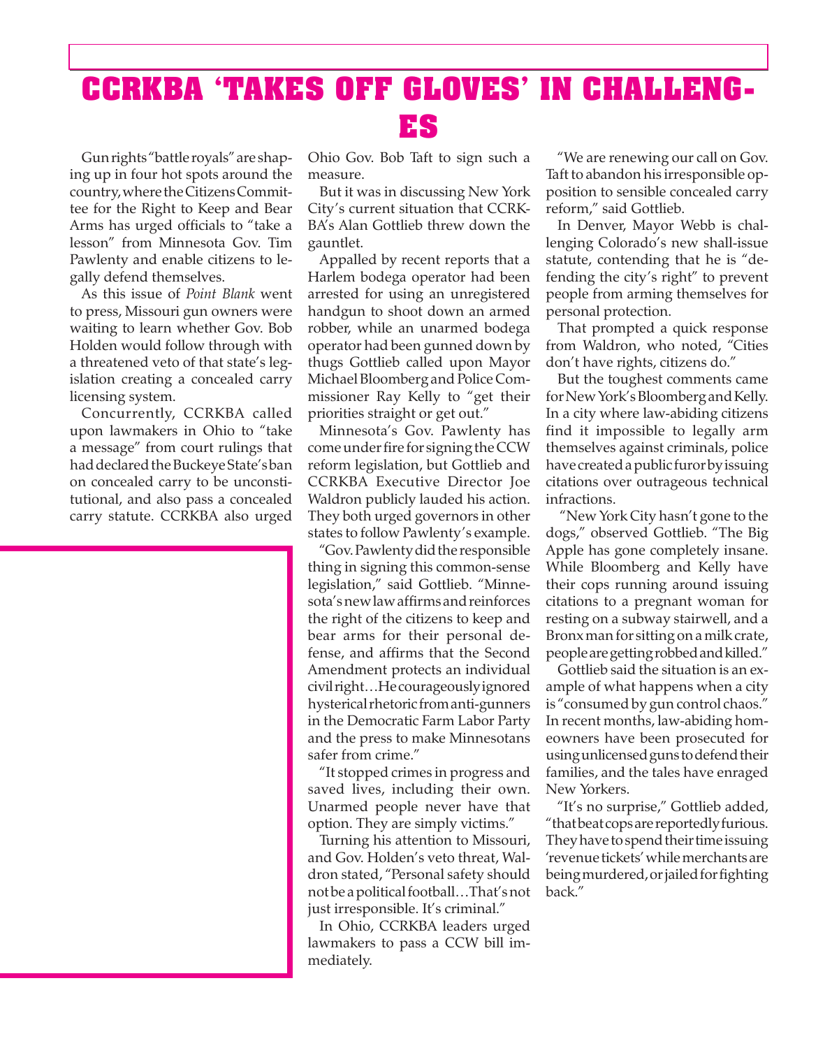# CCRKBA 'TAKES OFF GLOVES' IN CHALLENGES

Gun rights "battle royals" are shaping up in four hot spots around the country, where the Citizens Committee for the Right to Keep and Bear Arms has urged officials to "take a lesson" from Minnesota Gov. Tim Pawlenty and enable citizens to legally defend themselves.

As this issue of *Point Blank* went to press, Missouri gun owners were waiting to learn whether Gov. Bob Holden would follow through with a threatened veto of that state's legislation creating a concealed carry licensing system.

Concurrently, CCRKBA called upon lawmakers in Ohio to "take a message" from court rulings that had declared the Buckeye State's ban on concealed carry to be unconstitutional, and also pass a concealed carry statute. CCRKBA also urged Ohio Gov. Bob Taft to sign such a measure.

But it was in discussing New York City's current situation that CCRKBA's Alan Gottlieb threw down the gauntlet.

Appalled by recent reports that a Harlem bodega operator had been arrested for using an unregistered handgun to shoot down an armed robber, while an unarmed bodega operator had been gunned down by thugs Gottlieb called upon Mayor Michael Bloomberg and Police Commissioner Ray Kelly to "get their priorities straight or get out."

Minnesota's Gov. Pawlenty has come under fire for signing the CCW reform legislation, but Gottlieb and CCRKBA Executive Director Joe Waldron publicly lauded his action. They both urged governors in other states to follow Pawlenty's example.

"Gov. Pawlenty did the responsible thing in signing this common-sense legislation," said Gottlieb. "Minnesota's new law affirms and reinforces the right of the citizens to keep and bear arms for their personal defense, and affirms that the Second Amendment protects an individual civil right…He courageously ignored hysterical rhetoric from anti-gunners in the Democratic Farm Labor Party and the press to make Minnesotans safer from crime."

"It stopped crimes in progress and saved lives, including their own. Unarmed people never have that option. They are simply victims."

Turning his attention to Missouri, and Gov. Holden's veto threat, Waldron stated, "Personal safety should not be a political football…That's not just irresponsible. It's criminal."

In Ohio, CCRKBA leaders urged lawmakers to pass a CCW bill immediately.

"We are renewing our call on Gov. Taft to abandon his irresponsible opposition to sensible concealed carry reform," said Gottlieb.

In Denver, Mayor Webb is challenging Colorado's new shall-issue statute, contending that he is "defending the city's right" to prevent people from arming themselves for personal protection.

That prompted a quick response from Waldron, who noted, "Cities don't have rights, citizens do."

But the toughest comments came for New York's Bloomberg and Kelly. In a city where law-abiding citizens find it impossible to legally arm themselves against criminals, police have created a public furor by issuing citations over outrageous technical infractions.

"New York City hasn't gone to the dogs," observed Gottlieb. "The Big Apple has gone completely insane. While Bloomberg and Kelly have their cops running around issuing citations to a pregnant woman for resting on a subway stairwell, and a Bronx man for sitting on a milk crate, people are getting robbed and killed."

Gottlieb said the situation is an example of what happens when a city is "consumed by gun control chaos." In recent months, law-abiding homeowners have been prosecuted for using unlicensed guns to defend their families, and the tales have enraged New Yorkers.

"It's no surprise," Gottlieb added, "that beat cops are reportedly furious. They have to spend their time issuing 'revenue tickets' while merchants are being murdered, or jailed for fighting back."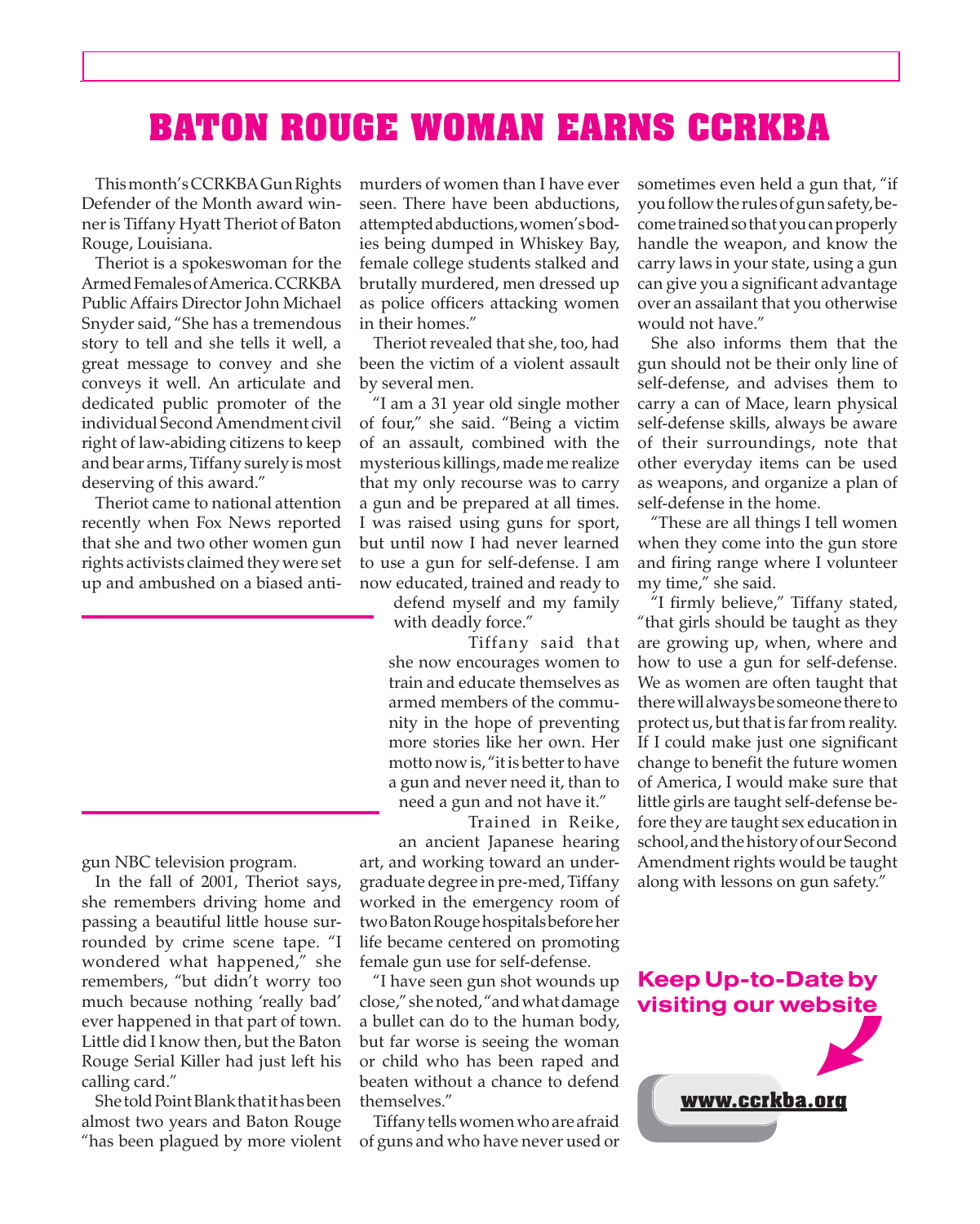# BATON ROUGE WOMAN EARNS CCRKBA

This month's CCRKBA Gun Rights Defender of the Month award winner is Tiffany Hyatt Theriot of Baton Rouge, Louisiana.

Theriot is a spokeswoman for the Armed Females of America. CCRKBA Public Affairs Director John Michael Snyder said, "She has a tremendous story to tell and she tells it well, a great message to convey and she conveys it well. An articulate and dedicated public promoter of the individual Second Amendment civil right of law-abiding citizens to keep and bear arms, Tiffany surely is most deserving of this award."

Theriot came to national attention recently when Fox News reported that she and two other women gun rights activists claimed they were set up and ambushed on a biased anti-gun NBC television program.

In the fall of 2001, Theriot says, she remembers driving home and passing a beautiful little house surrounded by crime scene tape. "I wondered what happened," she remembers, "but didn't worry too much because nothing 'really bad' ever happened in that part of town. Little did I know then, but the Baton Rouge Serial Killer had just left his calling card."

She told Point Blank that it has been almost two years and Baton Rouge "has been plagued by more violent murders of women than I have ever seen. There have been abductions, attempted abductions, women's bodies being dumped in Whiskey Bay, female college students stalked and brutally murdered, men dressed up as police officers attacking women in their homes."

Theriot revealed that she, too, had been the victim of a violent assault by several men.

"I am a 31 year old single mother of four," she said. "Being a victim of an assault, combined with the mysterious killings, made me realize that my only recourse was to carry a gun and be prepared at all times. I was raised using guns for sport, but until now I had never learned to use a gun for self-defense. I am now educated, trained and ready to defend myself and my family with deadly force."

Tiffany said that she now encourages women to train and educate themselves as armed members of the community in the hope of preventing more stories like her own. Her motto now is, "it is better to have a gun and never need it, than to need a gun and not have it."

Trained in Reike, an ancient Japanese hearing art, and working toward an undergraduate degree in pre-med, Tiffany worked in the emergency room of two Baton Rouge hospitals before her life became centered on promoting female gun use for self-defense.

"I have seen gun shot wounds up close," she noted, "and what damage a bullet can do to the human body, but far worse is seeing the woman or child who has been raped and beaten without a chance to defend themselves."

Tiffany tells women who are afraid of guns and who have never used or sometimes even held a gun that, "if you follow the rules of gun safety, become trained so that you can properly handle the weapon, and know the carry laws in your state, using a gun can give you a significant advantage over an assailant that you otherwise would not have."

She also informs them that the gun should not be their only line of self-defense, and advises them to carry a can of Mace, learn physical self-defense skills, always be aware of their surroundings, note that other everyday items can be used as weapons, and organize a plan of self-defense in the home.

"These are all things I tell women when they come into the gun store and firing range where I volunteer my time," she said.

"I firmly believe," Tiffany stated, "that girls should be taught as they are growing up, when, where and how to use a gun for self-defense. We as women are often taught that there will always be someone there to protect us, but that is far from reality. If I could make just one significant change to benefit the future women of America, I would make sure that little girls are taught self-defense before they are taught sex education in school, and the history of our Second Amendment rights would be taught along with lessons on gun safety."

**Keep Up-to-Date by visiting our website**

**www.ccrkba.org**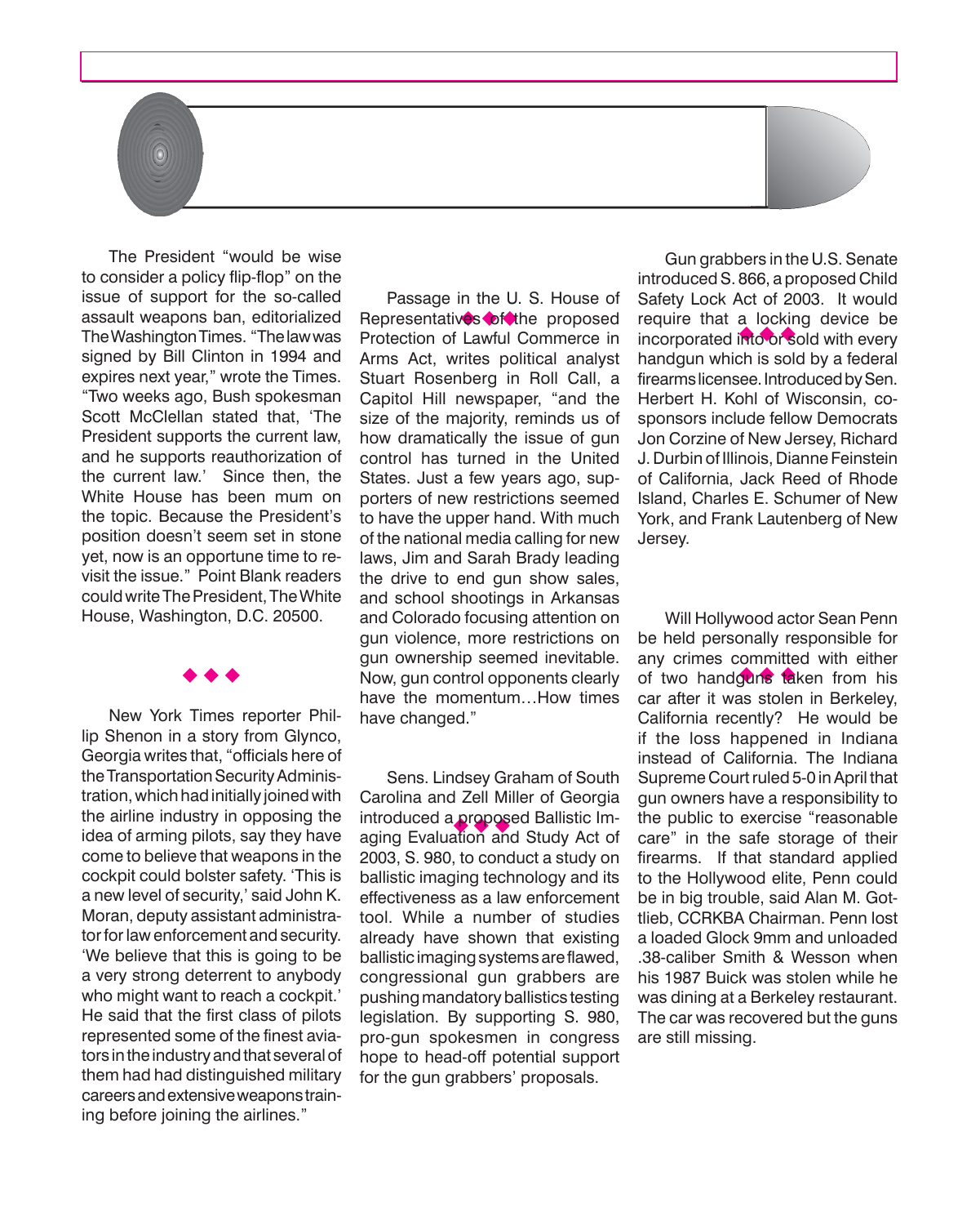The President "would be wise to consider a policy flip-flop" on the issue of support for the so-called assault weapons ban, editorialized The Washington Times. "The law was signed by Bill Clinton in 1994 and expires next year," wrote the Times. "Two weeks ago, Bush spokesman Scott McClellan stated that, 'The President supports the current law, and he supports reauthorization of the current law.' Since then, the White House has been mum on the topic. Because the President's position doesn't seem set in stone yet, now is an opportune time to revisit the issue." Point Blank readers could write The President, The White House, Washington, D.C. 20500.

◆ ◆ ◆

New York Times reporter Phillip Shenon in a story from Glynco, Georgia writes that, "officials here of the Transportation Security Administration, which had initially joined with the airline industry in opposing the idea of arming pilots, say they have come to believe that weapons in the cockpit could bolster safety. 'This is a new level of security,' said John K. Moran, deputy assistant administrator for law enforcement and security. 'We believe that this is going to be a very strong deterrent to anybody who might want to reach a cockpit.' He said that the first class of pilots represented some of the finest aviators in the industry and that several of them had had distinguished military careers and extensive weapons training before joining the airlines."

◆ ◆ ◆

Passage in the U. S. House of Representatives of the proposed Protection of Lawful Commerce in Arms Act, writes political analyst Stuart Rosenberg in Roll Call, a Capitol Hill newspaper, "and the size of the majority, reminds us of how dramatically the issue of gun control has turned in the United States. Just a few years ago, supporters of new restrictions seemed to have the upper hand. With much of the national media calling for new laws, Jim and Sarah Brady leading the drive to end gun show sales, and school shootings in Arkansas and Colorado focusing attention on gun violence, more restrictions on gun ownership seemed inevitable. Now, gun control opponents clearly have the momentum…How times have changed."

◆ ◆ ◆

Sens. Lindsey Graham of South Carolina and Zell Miller of Georgia introduced a proposed Ballistic Imaging Evaluation and Study Act of 2003, S. 980, to conduct a study on ballistic imaging technology and its effectiveness as a law enforcement tool. While a number of studies already have shown that existing ballistic imaging systems are flawed, congressional gun grabbers are pushing mandatory ballistics testing legislation. By supporting S. 980, pro-gun spokesmen in congress hope to head-off potential support for the gun grabbers' proposals.

◆ ◆ ◆

Gun grabbers in the U.S. Senate introduced S. 866, a proposed Child Safety Lock Act of 2003. It would require that a locking device be incorporated into or sold with every handgun which is sold by a federal firearms licensee. Introduced by Sen. Herbert H. Kohl of Wisconsin, co-sponsors include fellow Democrats Jon Corzine of New Jersey, Richard J. Durbin of Illinois, Dianne Feinstein of California, Jack Reed of Rhode Island, Charles E. Schumer of New York, and Frank Lautenberg of New Jersey.

◆ ◆ ◆

Will Hollywood actor Sean Penn be held personally responsible for any crimes committed with either of two handguns taken from his car after it was stolen in Berkeley, California recently? He would be if the loss happened in Indiana instead of California. The Indiana Supreme Court ruled 5-0 in April that gun owners have a responsibility to the public to exercise "reasonable care" in the safe storage of their firearms. If that standard applied to the Hollywood elite, Penn could be in big trouble, said Alan M. Gottlieb, CCRKBA Chairman. Penn lost a loaded Glock 9mm and unloaded .38-caliber Smith & Wesson when his 1987 Buick was stolen while he was dining at a Berkeley restaurant. The car was recovered but the guns are still missing.